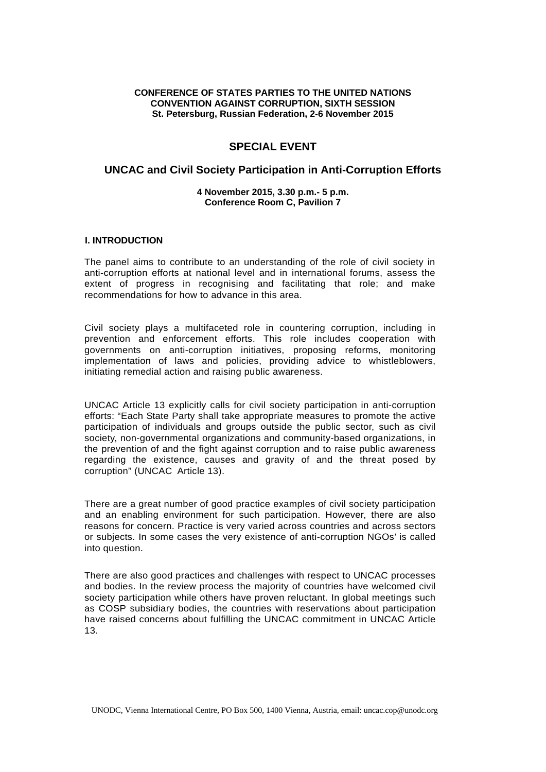**CONFERENCE OF STATES PARTIES TO THE UNITED NATIONS CONVENTION AGAINST CORRUPTION, SIXTH SESSION**
**St. Petersburg, Russian Federation, 2-6 November 2015**

# SPECIAL EVENT

## UNCAC and Civil Society Participation in Anti-Corruption Efforts

**4 November 2015, 3.30 p.m.- 5 p.m.**
**Conference Room C, Pavilion 7**

### I. INTRODUCTION

The panel aims to contribute to an understanding of the role of civil society in anti-corruption efforts at national level and in international forums, assess the extent of progress in recognising and facilitating that role; and make recommendations for how to advance in this area.

Civil society plays a multifaceted role in countering corruption, including in prevention and enforcement efforts. This role includes cooperation with governments on anti-corruption initiatives, proposing reforms, monitoring implementation of laws and policies, providing advice to whistleblowers, initiating remedial action and raising public awareness.

UNCAC Article 13 explicitly calls for civil society participation in anti-corruption efforts: "Each State Party shall take appropriate measures to promote the active participation of individuals and groups outside the public sector, such as civil society, non-governmental organizations and community-based organizations, in the prevention of and the fight against corruption and to raise public awareness regarding the existence, causes and gravity of and the threat posed by corruption" (UNCAC Article 13).

There are a great number of good practice examples of civil society participation and an enabling environment for such participation. However, there are also reasons for concern. Practice is very varied across countries and across sectors or subjects. In some cases the very existence of anti-corruption NGOs' is called into question.

There are also good practices and challenges with respect to UNCAC processes and bodies. In the review process the majority of countries have welcomed civil society participation while others have proven reluctant. In global meetings such as COSP subsidiary bodies, the countries with reservations about participation have raised concerns about fulfilling the UNCAC commitment in UNCAC Article 13.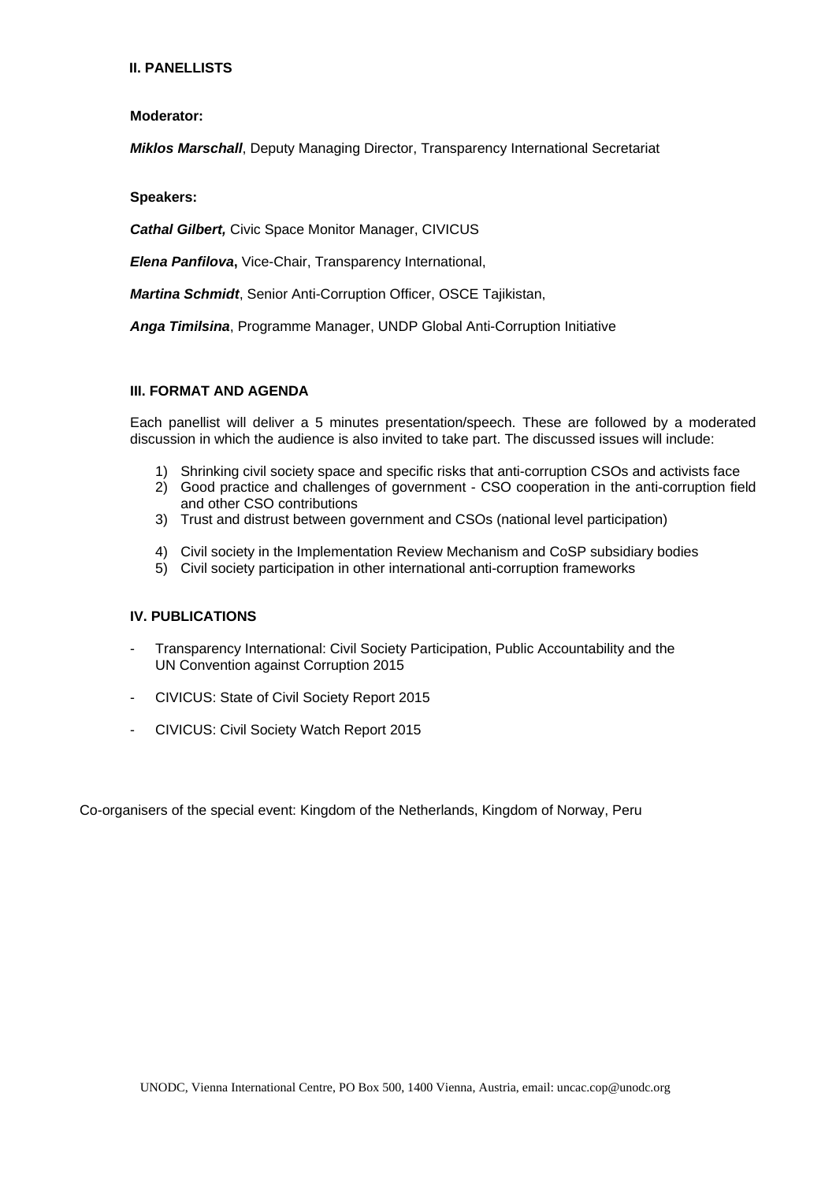## II. PANELLISTS

**Moderator:**

***Miklos Marschall***, Deputy Managing Director, Transparency International Secretariat

**Speakers:**

***Cathal Gilbert,*** Civic Space Monitor Manager, CIVICUS

***Elena Panfilova*****,** Vice-Chair, Transparency International,

***Martina Schmidt***, Senior Anti-Corruption Officer, OSCE Tajikistan,

***Anga Timilsina***, Programme Manager, UNDP Global Anti-Corruption Initiative

## III. FORMAT AND AGENDA

Each panellist will deliver a 5 minutes presentation/speech. These are followed by a moderated discussion in which the audience is also invited to take part. The discussed issues will include:

1) Shrinking civil society space and specific risks that anti-corruption CSOs and activists face
2) Good practice and challenges of government - CSO cooperation in the anti-corruption field and other CSO contributions
3) Trust and distrust between government and CSOs (national level participation)
4) Civil society in the Implementation Review Mechanism and CoSP subsidiary bodies
5) Civil society participation in other international anti-corruption frameworks

## IV. PUBLICATIONS

- Transparency International: Civil Society Participation, Public Accountability and the UN Convention against Corruption 2015

- CIVICUS: State of Civil Society Report 2015

- CIVICUS: Civil Society Watch Report 2015

Co-organisers of the special event: Kingdom of the Netherlands, Kingdom of Norway, Peru

UNODC, Vienna International Centre, PO Box 500, 1400 Vienna, Austria, email: uncac.cop@unodc.org